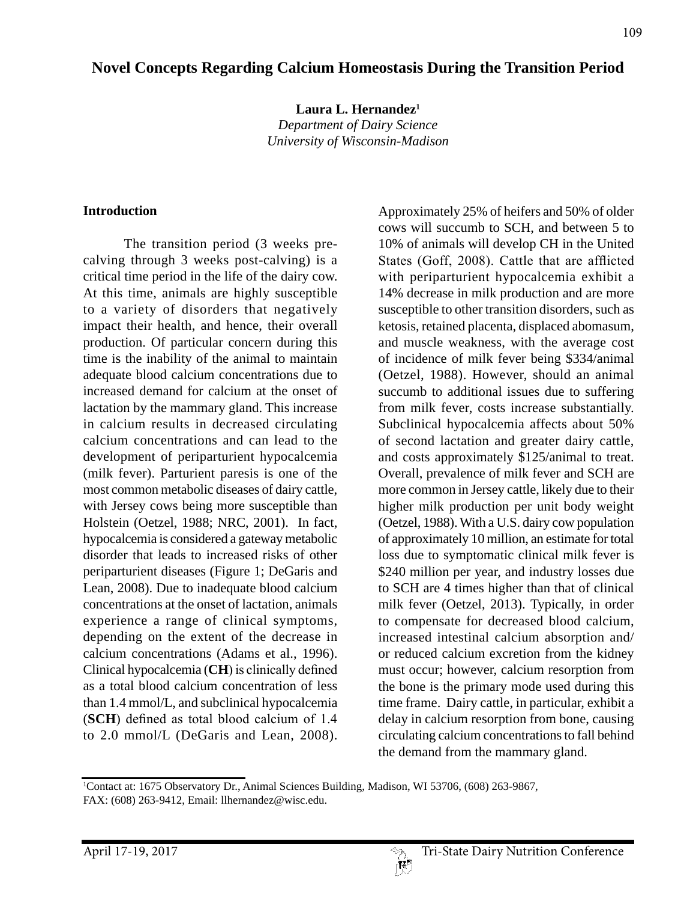# Novel Concepts Regarding Calcium Homeostasis During the Transition Period

**Laura L. Hernandez**[1]
*Department of Dairy Science*
*University of Wisconsin-Madison*

## Introduction

The transition period (3 weeks pre-calving through 3 weeks post-calving) is a critical time period in the life of the dairy cow. At this time, animals are highly susceptible to a variety of disorders that negatively impact their health, and hence, their overall production. Of particular concern during this time is the inability of the animal to maintain adequate blood calcium concentrations due to increased demand for calcium at the onset of lactation by the mammary gland. This increase in calcium results in decreased circulating calcium concentrations and can lead to the development of periparturient hypocalcemia (milk fever). Parturient paresis is one of the most common metabolic diseases of dairy cattle, with Jersey cows being more susceptible than Holstein (Oetzel, 1988; NRC, 2001). In fact, hypocalcemia is considered a gateway metabolic disorder that leads to increased risks of other periparturient diseases (Figure 1; DeGaris and Lean, 2008). Due to inadequate blood calcium concentrations at the onset of lactation, animals experience a range of clinical symptoms, depending on the extent of the decrease in calcium concentrations (Adams et al., 1996). Clinical hypocalcemia (**CH**) is clinically defined as a total blood calcium concentration of less than 1.4 mmol/L, and subclinical hypocalcemia (**SCH**) defined as total blood calcium of 1.4 to 2.0 mmol/L (DeGaris and Lean, 2008). Approximately 25% of heifers and 50% of older cows will succumb to SCH, and between 5 to 10% of animals will develop CH in the United States (Goff, 2008). Cattle that are afflicted with periparturient hypocalcemia exhibit a 14% decrease in milk production and are more susceptible to other transition disorders, such as ketosis, retained placenta, displaced abomasum, and muscle weakness, with the average cost of incidence of milk fever being $334/animal (Oetzel, 1988). However, should an animal succumb to additional issues due to suffering from milk fever, costs increase substantially. Subclinical hypocalcemia affects about 50% of second lactation and greater dairy cattle, and costs approximately $125/animal to treat. Overall, prevalence of milk fever and SCH are more common in Jersey cattle, likely due to their higher milk production per unit body weight (Oetzel, 1988). With a U.S. dairy cow population of approximately 10 million, an estimate for total loss due to symptomatic clinical milk fever is $240 million per year, and industry losses due to SCH are 4 times higher than that of clinical milk fever (Oetzel, 2013). Typically, in order to compensate for decreased blood calcium, increased intestinal calcium absorption and/or reduced calcium excretion from the kidney must occur; however, calcium resorption from the bone is the primary mode used during this time frame. Dairy cattle, in particular, exhibit a delay in calcium resorption from bone, causing circulating calcium concentrations to fall behind the demand from the mammary gland.

[1]Contact at: 1675 Observatory Dr., Animal Sciences Building, Madison, WI 53706, (608) 263-9867, FAX: (608) 263-9412, Email: llhernandez@wisc.edu.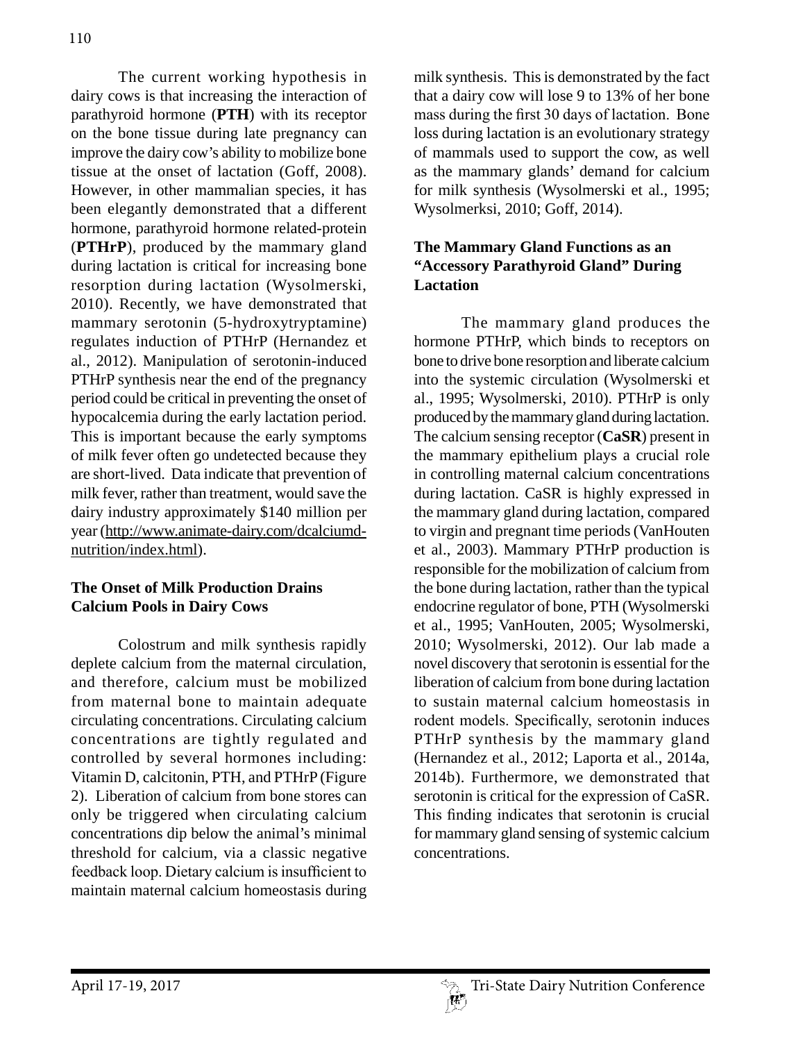The current working hypothesis in dairy cows is that increasing the interaction of parathyroid hormone (**PTH**) with its receptor on the bone tissue during late pregnancy can improve the dairy cow's ability to mobilize bone tissue at the onset of lactation (Goff, 2008). However, in other mammalian species, it has been elegantly demonstrated that a different hormone, parathyroid hormone related-protein (**PTHrP**), produced by the mammary gland during lactation is critical for increasing bone resorption during lactation (Wysolmerski, 2010). Recently, we have demonstrated that mammary serotonin (5-hydroxytryptamine) regulates induction of PTHrP (Hernandez et al., 2012). Manipulation of serotonin-induced PTHrP synthesis near the end of the pregnancy period could be critical in preventing the onset of hypocalcemia during the early lactation period. This is important because the early symptoms of milk fever often go undetected because they are short-lived. Data indicate that prevention of milk fever, rather than treatment, would save the dairy industry approximately $140 million per year (http://www.animate-dairy.com/dcalciumd-nutrition/index.html).

## The Onset of Milk Production Drains Calcium Pools in Dairy Cows

Colostrum and milk synthesis rapidly deplete calcium from the maternal circulation, and therefore, calcium must be mobilized from maternal bone to maintain adequate circulating concentrations. Circulating calcium concentrations are tightly regulated and controlled by several hormones including: Vitamin D, calcitonin, PTH, and PTHrP (Figure 2). Liberation of calcium from bone stores can only be triggered when circulating calcium concentrations dip below the animal's minimal threshold for calcium, via a classic negative feedback loop. Dietary calcium is insufficient to maintain maternal calcium homeostasis during milk synthesis. This is demonstrated by the fact that a dairy cow will lose 9 to 13% of her bone mass during the first 30 days of lactation. Bone loss during lactation is an evolutionary strategy of mammals used to support the cow, as well as the mammary glands' demand for calcium for milk synthesis (Wysolmerski et al., 1995; Wysolmerksi, 2010; Goff, 2014).

## The Mammary Gland Functions as an "Accessory Parathyroid Gland" During Lactation

The mammary gland produces the hormone PTHrP, which binds to receptors on bone to drive bone resorption and liberate calcium into the systemic circulation (Wysolmerski et al., 1995; Wysolmerski, 2010). PTHrP is only produced by the mammary gland during lactation. The calcium sensing receptor (**CaSR**) present in the mammary epithelium plays a crucial role in controlling maternal calcium concentrations during lactation. CaSR is highly expressed in the mammary gland during lactation, compared to virgin and pregnant time periods (VanHouten et al., 2003). Mammary PTHrP production is responsible for the mobilization of calcium from the bone during lactation, rather than the typical endocrine regulator of bone, PTH (Wysolmerski et al., 1995; VanHouten, 2005; Wysolmerski, 2010; Wysolmerski, 2012). Our lab made a novel discovery that serotonin is essential for the liberation of calcium from bone during lactation to sustain maternal calcium homeostasis in rodent models. Specifically, serotonin induces PTHrP synthesis by the mammary gland (Hernandez et al., 2012; Laporta et al., 2014a, 2014b). Furthermore, we demonstrated that serotonin is critical for the expression of CaSR. This finding indicates that serotonin is crucial for mammary gland sensing of systemic calcium concentrations.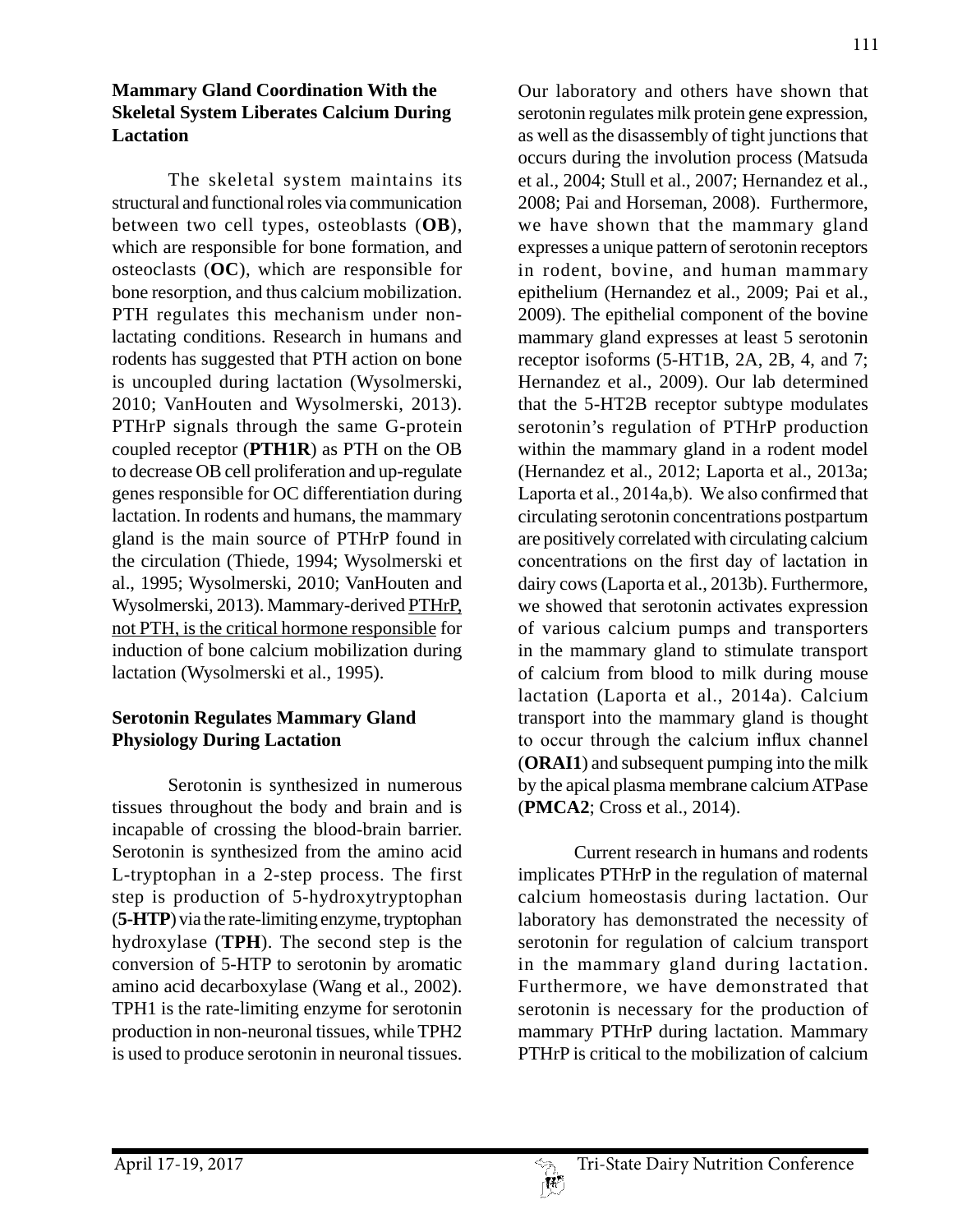### Mammary Gland Coordination With the Skeletal System Liberates Calcium During Lactation

The skeletal system maintains its structural and functional roles via communication between two cell types, osteoblasts (**OB**), which are responsible for bone formation, and osteoclasts (**OC**), which are responsible for bone resorption, and thus calcium mobilization. PTH regulates this mechanism under non-lactating conditions. Research in humans and rodents has suggested that PTH action on bone is uncoupled during lactation (Wysolmerski, 2010; VanHouten and Wysolmerski, 2013). PTHrP signals through the same G-protein coupled receptor (**PTH1R**) as PTH on the OB to decrease OB cell proliferation and up-regulate genes responsible for OC differentiation during lactation. In rodents and humans, the mammary gland is the main source of PTHrP found in the circulation (Thiede, 1994; Wysolmerski et al., 1995; Wysolmerski, 2010; VanHouten and Wysolmerski, 2013). Mammary-derived <u>PTHrP, not PTH, is the critical hormone responsible</u> for induction of bone calcium mobilization during lactation (Wysolmerski et al., 1995).

### Serotonin Regulates Mammary Gland Physiology During Lactation

Serotonin is synthesized in numerous tissues throughout the body and brain and is incapable of crossing the blood-brain barrier. Serotonin is synthesized from the amino acid L-tryptophan in a 2-step process. The first step is production of 5-hydroxytryptophan (**5-HTP**) via the rate-limiting enzyme, tryptophan hydroxylase (**TPH**). The second step is the conversion of 5-HTP to serotonin by aromatic amino acid decarboxylase (Wang et al., 2002). TPH1 is the rate-limiting enzyme for serotonin production in non-neuronal tissues, while TPH2 is used to produce serotonin in neuronal tissues. Our laboratory and others have shown that serotonin regulates milk protein gene expression, as well as the disassembly of tight junctions that occurs during the involution process (Matsuda et al., 2004; Stull et al., 2007; Hernandez et al., 2008; Pai and Horseman, 2008). Furthermore, we have shown that the mammary gland expresses a unique pattern of serotonin receptors in rodent, bovine, and human mammary epithelium (Hernandez et al., 2009; Pai et al., 2009). The epithelial component of the bovine mammary gland expresses at least 5 serotonin receptor isoforms (5-HT1B, 2A, 2B, 4, and 7; Hernandez et al., 2009). Our lab determined that the 5-HT2B receptor subtype modulates serotonin's regulation of PTHrP production within the mammary gland in a rodent model (Hernandez et al., 2012; Laporta et al., 2013a; Laporta et al., 2014a,b). We also confirmed that circulating serotonin concentrations postpartum are positively correlated with circulating calcium concentrations on the first day of lactation in dairy cows (Laporta et al., 2013b). Furthermore, we showed that serotonin activates expression of various calcium pumps and transporters in the mammary gland to stimulate transport of calcium from blood to milk during mouse lactation (Laporta et al., 2014a). Calcium transport into the mammary gland is thought to occur through the calcium influx channel (**ORAI1**) and subsequent pumping into the milk by the apical plasma membrane calcium ATPase (**PMCA2**; Cross et al., 2014).

Current research in humans and rodents implicates PTHrP in the regulation of maternal calcium homeostasis during lactation. Our laboratory has demonstrated the necessity of serotonin for regulation of calcium transport in the mammary gland during lactation. Furthermore, we have demonstrated that serotonin is necessary for the production of mammary PTHrP during lactation. Mammary PTHrP is critical to the mobilization of calcium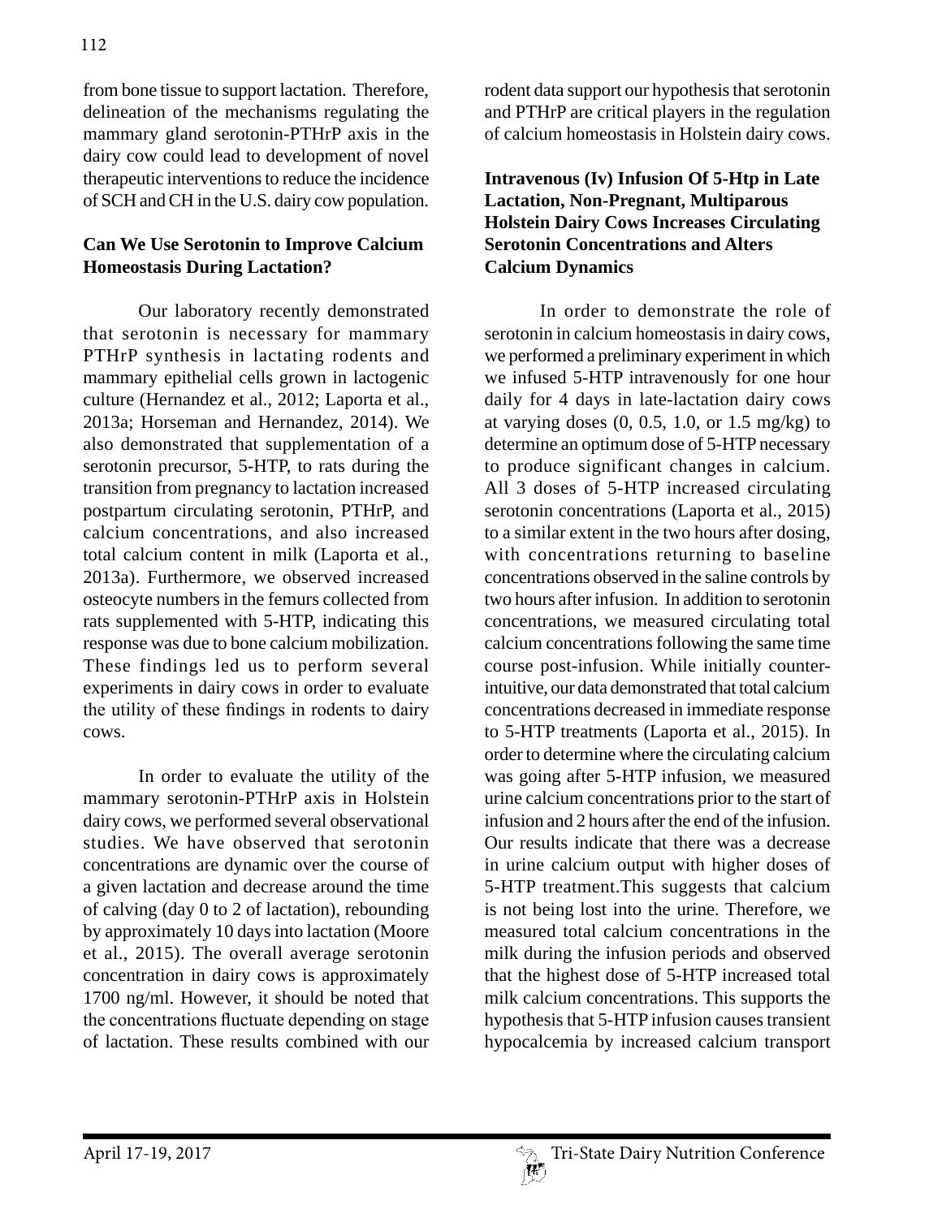from bone tissue to support lactation. Therefore, delineation of the mechanisms regulating the mammary gland serotonin-PTHrP axis in the dairy cow could lead to development of novel therapeutic interventions to reduce the incidence of SCH and CH in the U.S. dairy cow population.

## Can We Use Serotonin to Improve Calcium Homeostasis During Lactation?

Our laboratory recently demonstrated that serotonin is necessary for mammary PTHrP synthesis in lactating rodents and mammary epithelial cells grown in lactogenic culture (Hernandez et al., 2012; Laporta et al., 2013a; Horseman and Hernandez, 2014). We also demonstrated that supplementation of a serotonin precursor, 5-HTP, to rats during the transition from pregnancy to lactation increased postpartum circulating serotonin, PTHrP, and calcium concentrations, and also increased total calcium content in milk (Laporta et al., 2013a). Furthermore, we observed increased osteocyte numbers in the femurs collected from rats supplemented with 5-HTP, indicating this response was due to bone calcium mobilization. These findings led us to perform several experiments in dairy cows in order to evaluate the utility of these findings in rodents to dairy cows.

In order to evaluate the utility of the mammary serotonin-PTHrP axis in Holstein dairy cows, we performed several observational studies. We have observed that serotonin concentrations are dynamic over the course of a given lactation and decrease around the time of calving (day 0 to 2 of lactation), rebounding by approximately 10 days into lactation (Moore et al., 2015). The overall average serotonin concentration in dairy cows is approximately 1700 ng/ml. However, it should be noted that the concentrations fluctuate depending on stage of lactation. These results combined with our rodent data support our hypothesis that serotonin and PTHrP are critical players in the regulation of calcium homeostasis in Holstein dairy cows.

## Intravenous (Iv) Infusion Of 5-Htp in Late Lactation, Non-Pregnant, Multiparous Holstein Dairy Cows Increases Circulating Serotonin Concentrations and Alters Calcium Dynamics

In order to demonstrate the role of serotonin in calcium homeostasis in dairy cows, we performed a preliminary experiment in which we infused 5-HTP intravenously for one hour daily for 4 days in late-lactation dairy cows at varying doses (0, 0.5, 1.0, or 1.5 mg/kg) to determine an optimum dose of 5-HTP necessary to produce significant changes in calcium. All 3 doses of 5-HTP increased circulating serotonin concentrations (Laporta et al., 2015) to a similar extent in the two hours after dosing, with concentrations returning to baseline concentrations observed in the saline controls by two hours after infusion. In addition to serotonin concentrations, we measured circulating total calcium concentrations following the same time course post-infusion. While initially counter-intuitive, our data demonstrated that total calcium concentrations decreased in immediate response to 5-HTP treatments (Laporta et al., 2015). In order to determine where the circulating calcium was going after 5-HTP infusion, we measured urine calcium concentrations prior to the start of infusion and 2 hours after the end of the infusion. Our results indicate that there was a decrease in urine calcium output with higher doses of 5-HTP treatment.This suggests that calcium is not being lost into the urine. Therefore, we measured total calcium concentrations in the milk during the infusion periods and observed that the highest dose of 5-HTP increased total milk calcium concentrations. This supports the hypothesis that 5-HTP infusion causes transient hypocalcemia by increased calcium transport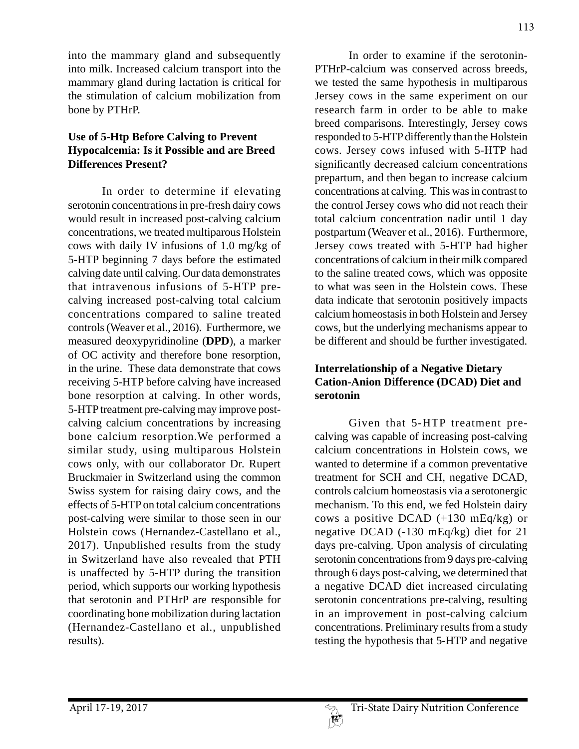into the mammary gland and subsequently into milk. Increased calcium transport into the mammary gland during lactation is critical for the stimulation of calcium mobilization from bone by PTHrP.

### Use of 5-Htp Before Calving to Prevent Hypocalcemia: Is it Possible and are Breed Differences Present?

In order to determine if elevating serotonin concentrations in pre-fresh dairy cows would result in increased post-calving calcium concentrations, we treated multiparous Holstein cows with daily IV infusions of 1.0 mg/kg of 5-HTP beginning 7 days before the estimated calving date until calving. Our data demonstrates that intravenous infusions of 5-HTP pre-calving increased post-calving total calcium concentrations compared to saline treated controls (Weaver et al., 2016). Furthermore, we measured deoxypyridinoline (**DPD**), a marker of OC activity and therefore bone resorption, in the urine. These data demonstrate that cows receiving 5-HTP before calving have increased bone resorption at calving. In other words, 5-HTP treatment pre-calving may improve post-calving calcium concentrations by increasing bone calcium resorption.We performed a similar study, using multiparous Holstein cows only, with our collaborator Dr. Rupert Bruckmaier in Switzerland using the common Swiss system for raising dairy cows, and the effects of 5-HTP on total calcium concentrations post-calving were similar to those seen in our Holstein cows (Hernandez-Castellano et al., 2017). Unpublished results from the study in Switzerland have also revealed that PTH is unaffected by 5-HTP during the transition period, which supports our working hypothesis that serotonin and PTHrP are responsible for coordinating bone mobilization during lactation (Hernandez-Castellano et al., unpublished results).

In order to examine if the serotonin-PTHrP-calcium was conserved across breeds, we tested the same hypothesis in multiparous Jersey cows in the same experiment on our research farm in order to be able to make breed comparisons. Interestingly, Jersey cows responded to 5-HTP differently than the Holstein cows. Jersey cows infused with 5-HTP had significantly decreased calcium concentrations prepartum, and then began to increase calcium concentrations at calving. This was in contrast to the control Jersey cows who did not reach their total calcium concentration nadir until 1 day postpartum (Weaver et al., 2016). Furthermore, Jersey cows treated with 5-HTP had higher concentrations of calcium in their milk compared to the saline treated cows, which was opposite to what was seen in the Holstein cows. These data indicate that serotonin positively impacts calcium homeostasis in both Holstein and Jersey cows, but the underlying mechanisms appear to be different and should be further investigated.

### Interrelationship of a Negative Dietary Cation-Anion Difference (DCAD) Diet and serotonin

Given that 5-HTP treatment pre-calving was capable of increasing post-calving calcium concentrations in Holstein cows, we wanted to determine if a common preventative treatment for SCH and CH, negative DCAD, controls calcium homeostasis via a serotonergic mechanism. To this end, we fed Holstein dairy cows a positive DCAD (+130 mEq/kg) or negative DCAD (-130 mEq/kg) diet for 21 days pre-calving. Upon analysis of circulating serotonin concentrations from 9 days pre-calving through 6 days post-calving, we determined that a negative DCAD diet increased circulating serotonin concentrations pre-calving, resulting in an improvement in post-calving calcium concentrations. Preliminary results from a study testing the hypothesis that 5-HTP and negative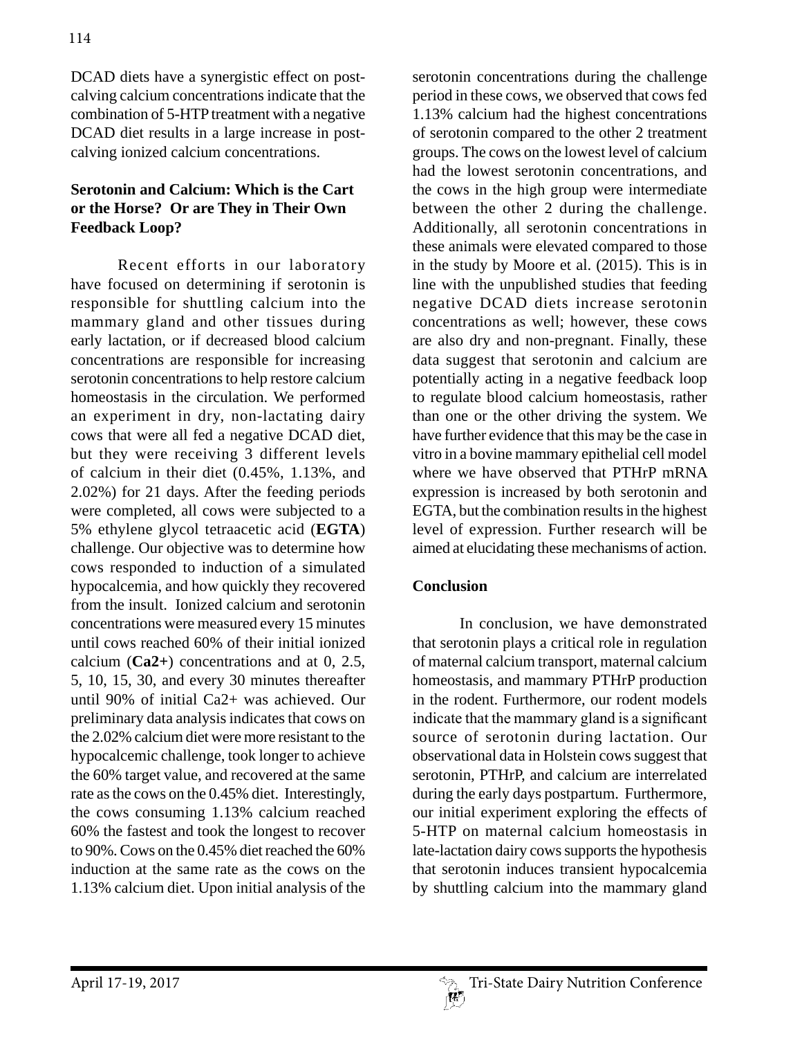DCAD diets have a synergistic effect on post-calving calcium concentrations indicate that the combination of 5-HTP treatment with a negative DCAD diet results in a large increase in post-calving ionized calcium concentrations.

**Serotonin and Calcium: Which is the Cart or the Horse? Or are They in Their Own Feedback Loop?**

Recent efforts in our laboratory have focused on determining if serotonin is responsible for shuttling calcium into the mammary gland and other tissues during early lactation, or if decreased blood calcium concentrations are responsible for increasing serotonin concentrations to help restore calcium homeostasis in the circulation. We performed an experiment in dry, non-lactating dairy cows that were all fed a negative DCAD diet, but they were receiving 3 different levels of calcium in their diet (0.45%, 1.13%, and 2.02%) for 21 days. After the feeding periods were completed, all cows were subjected to a 5% ethylene glycol tetraacetic acid (**EGTA**) challenge. Our objective was to determine how cows responded to induction of a simulated hypocalcemia, and how quickly they recovered from the insult. Ionized calcium and serotonin concentrations were measured every 15 minutes until cows reached 60% of their initial ionized calcium (**Ca2+**) concentrations and at 0, 2.5, 5, 10, 15, 30, and every 30 minutes thereafter until 90% of initial Ca2+ was achieved. Our preliminary data analysis indicates that cows on the 2.02% calcium diet were more resistant to the hypocalcemic challenge, took longer to achieve the 60% target value, and recovered at the same rate as the cows on the 0.45% diet. Interestingly, the cows consuming 1.13% calcium reached 60% the fastest and took the longest to recover to 90%. Cows on the 0.45% diet reached the 60% induction at the same rate as the cows on the 1.13% calcium diet. Upon initial analysis of the serotonin concentrations during the challenge period in these cows, we observed that cows fed 1.13% calcium had the highest concentrations of serotonin compared to the other 2 treatment groups. The cows on the lowest level of calcium had the lowest serotonin concentrations, and the cows in the high group were intermediate between the other 2 during the challenge. Additionally, all serotonin concentrations in these animals were elevated compared to those in the study by Moore et al. (2015). This is in line with the unpublished studies that feeding negative DCAD diets increase serotonin concentrations as well; however, these cows are also dry and non-pregnant. Finally, these data suggest that serotonin and calcium are potentially acting in a negative feedback loop to regulate blood calcium homeostasis, rather than one or the other driving the system. We have further evidence that this may be the case in vitro in a bovine mammary epithelial cell model where we have observed that PTHrP mRNA expression is increased by both serotonin and EGTA, but the combination results in the highest level of expression. Further research will be aimed at elucidating these mechanisms of action.

**Conclusion**

In conclusion, we have demonstrated that serotonin plays a critical role in regulation of maternal calcium transport, maternal calcium homeostasis, and mammary PTHrP production in the rodent. Furthermore, our rodent models indicate that the mammary gland is a significant source of serotonin during lactation. Our observational data in Holstein cows suggest that serotonin, PTHrP, and calcium are interrelated during the early days postpartum. Furthermore, our initial experiment exploring the effects of 5-HTP on maternal calcium homeostasis in late-lactation dairy cows supports the hypothesis that serotonin induces transient hypocalcemia by shuttling calcium into the mammary gland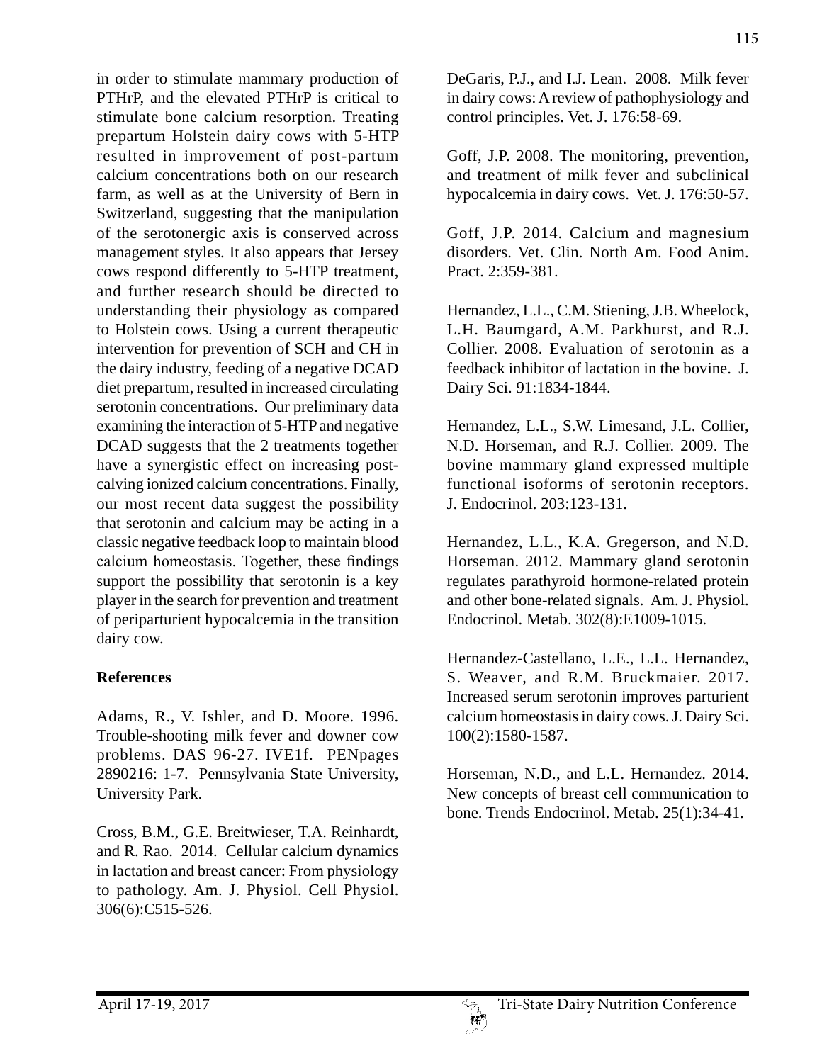in order to stimulate mammary production of PTHrP, and the elevated PTHrP is critical to stimulate bone calcium resorption. Treating prepartum Holstein dairy cows with 5-HTP resulted in improvement of post-partum calcium concentrations both on our research farm, as well as at the University of Bern in Switzerland, suggesting that the manipulation of the serotonergic axis is conserved across management styles. It also appears that Jersey cows respond differently to 5-HTP treatment, and further research should be directed to understanding their physiology as compared to Holstein cows. Using a current therapeutic intervention for prevention of SCH and CH in the dairy industry, feeding of a negative DCAD diet prepartum, resulted in increased circulating serotonin concentrations. Our preliminary data examining the interaction of 5-HTP and negative DCAD suggests that the 2 treatments together have a synergistic effect on increasing post-calving ionized calcium concentrations. Finally, our most recent data suggest the possibility that serotonin and calcium may be acting in a classic negative feedback loop to maintain blood calcium homeostasis. Together, these findings support the possibility that serotonin is a key player in the search for prevention and treatment of periparturient hypocalcemia in the transition dairy cow.

## References

Adams, R., V. Ishler, and D. Moore. 1996. Trouble-shooting milk fever and downer cow problems. DAS 96-27. IVE1f. PENpages 2890216: 1-7. Pennsylvania State University, University Park.

Cross, B.M., G.E. Breitwieser, T.A. Reinhardt, and R. Rao. 2014. Cellular calcium dynamics in lactation and breast cancer: From physiology to pathology. Am. J. Physiol. Cell Physiol. 306(6):C515-526.

DeGaris, P.J., and I.J. Lean. 2008. Milk fever in dairy cows: A review of pathophysiology and control principles. Vet. J. 176:58-69.

Goff, J.P. 2008. The monitoring, prevention, and treatment of milk fever and subclinical hypocalcemia in dairy cows. Vet. J. 176:50-57.

Goff, J.P. 2014. Calcium and magnesium disorders. Vet. Clin. North Am. Food Anim. Pract. 2:359-381.

Hernandez, L.L., C.M. Stiening, J.B. Wheelock, L.H. Baumgard, A.M. Parkhurst, and R.J. Collier. 2008. Evaluation of serotonin as a feedback inhibitor of lactation in the bovine. J. Dairy Sci. 91:1834-1844.

Hernandez, L.L., S.W. Limesand, J.L. Collier, N.D. Horseman, and R.J. Collier. 2009. The bovine mammary gland expressed multiple functional isoforms of serotonin receptors. J. Endocrinol. 203:123-131.

Hernandez, L.L., K.A. Gregerson, and N.D. Horseman. 2012. Mammary gland serotonin regulates parathyroid hormone-related protein and other bone-related signals. Am. J. Physiol. Endocrinol. Metab. 302(8):E1009-1015.

Hernandez-Castellano, L.E., L.L. Hernandez, S. Weaver, and R.M. Bruckmaier. 2017. Increased serum serotonin improves parturient calcium homeostasis in dairy cows. J. Dairy Sci. 100(2):1580-1587.

Horseman, N.D., and L.L. Hernandez. 2014. New concepts of breast cell communication to bone. Trends Endocrinol. Metab. 25(1):34-41.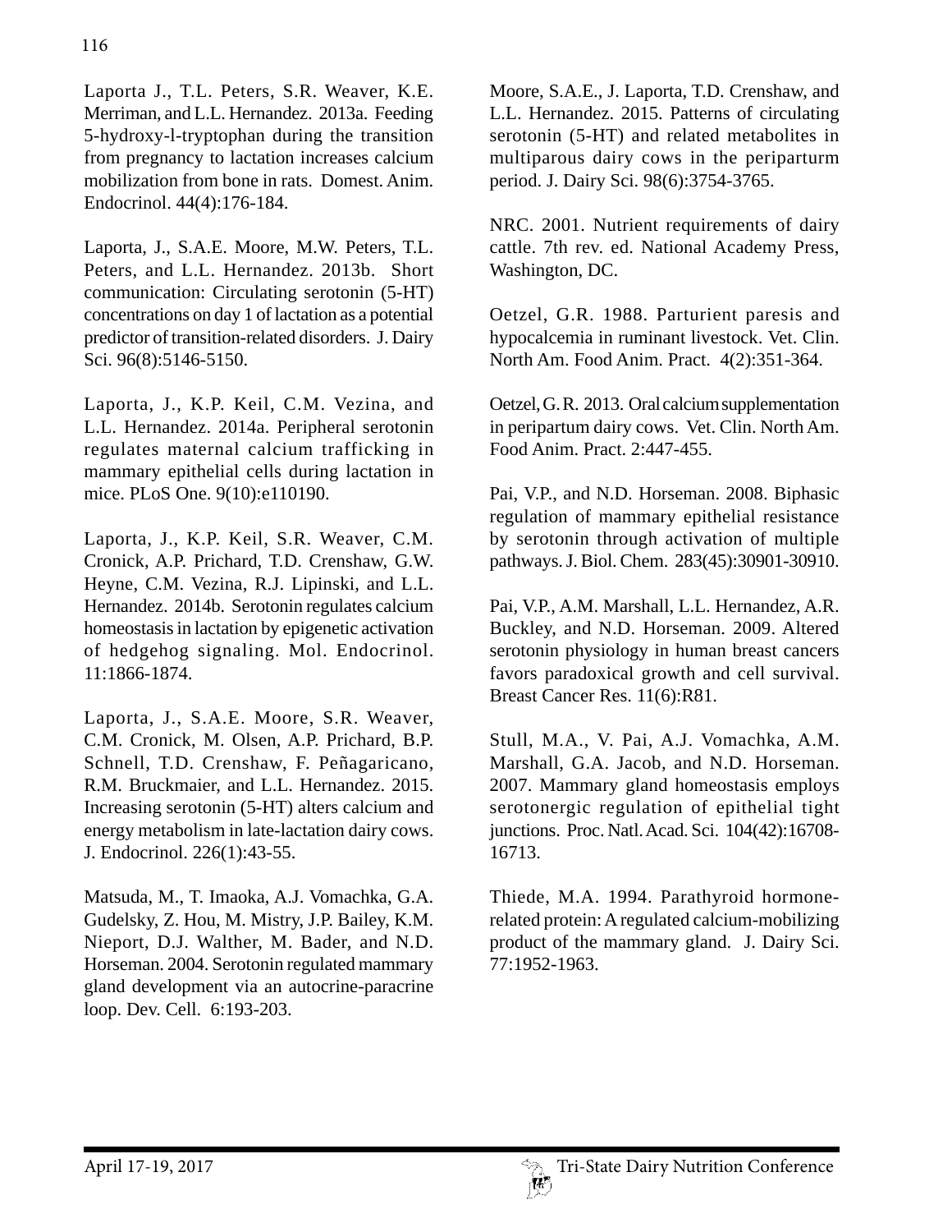Laporta J., T.L. Peters, S.R. Weaver, K.E. Merriman, and L.L. Hernandez. 2013a. Feeding 5-hydroxy-l-tryptophan during the transition from pregnancy to lactation increases calcium mobilization from bone in rats. Domest. Anim. Endocrinol. 44(4):176-184.

Laporta, J., S.A.E. Moore, M.W. Peters, T.L. Peters, and L.L. Hernandez. 2013b. Short communication: Circulating serotonin (5-HT) concentrations on day 1 of lactation as a potential predictor of transition-related disorders. J. Dairy Sci. 96(8):5146-5150.

Laporta, J., K.P. Keil, C.M. Vezina, and L.L. Hernandez. 2014a. Peripheral serotonin regulates maternal calcium trafficking in mammary epithelial cells during lactation in mice. PLoS One. 9(10):e110190.

Laporta, J., K.P. Keil, S.R. Weaver, C.M. Cronick, A.P. Prichard, T.D. Crenshaw, G.W. Heyne, C.M. Vezina, R.J. Lipinski, and L.L. Hernandez. 2014b. Serotonin regulates calcium homeostasis in lactation by epigenetic activation of hedgehog signaling. Mol. Endocrinol. 11:1866-1874.

Laporta, J., S.A.E. Moore, S.R. Weaver, C.M. Cronick, M. Olsen, A.P. Prichard, B.P. Schnell, T.D. Crenshaw, F. Peñagaricano, R.M. Bruckmaier, and L.L. Hernandez. 2015. Increasing serotonin (5-HT) alters calcium and energy metabolism in late-lactation dairy cows. J. Endocrinol. 226(1):43-55.

Matsuda, M., T. Imaoka, A.J. Vomachka, G.A. Gudelsky, Z. Hou, M. Mistry, J.P. Bailey, K.M. Nieport, D.J. Walther, M. Bader, and N.D. Horseman. 2004. Serotonin regulated mammary gland development via an autocrine-paracrine loop. Dev. Cell. 6:193-203.

Moore, S.A.E., J. Laporta, T.D. Crenshaw, and L.L. Hernandez. 2015. Patterns of circulating serotonin (5-HT) and related metabolites in multiparous dairy cows in the periparturm period. J. Dairy Sci. 98(6):3754-3765.

NRC. 2001. Nutrient requirements of dairy cattle. 7th rev. ed. National Academy Press, Washington, DC.

Oetzel, G.R. 1988. Parturient paresis and hypocalcemia in ruminant livestock. Vet. Clin. North Am. Food Anim. Pract. 4(2):351-364.

Oetzel, G.R. 2013. Oral calcium supplementation in peripartum dairy cows. Vet. Clin. North Am. Food Anim. Pract. 2:447-455.

Pai, V.P., and N.D. Horseman. 2008. Biphasic regulation of mammary epithelial resistance by serotonin through activation of multiple pathways. J. Biol. Chem. 283(45):30901-30910.

Pai, V.P., A.M. Marshall, L.L. Hernandez, A.R. Buckley, and N.D. Horseman. 2009. Altered serotonin physiology in human breast cancers favors paradoxical growth and cell survival. Breast Cancer Res. 11(6):R81.

Stull, M.A., V. Pai, A.J. Vomachka, A.M. Marshall, G.A. Jacob, and N.D. Horseman. 2007. Mammary gland homeostasis employs serotonergic regulation of epithelial tight junctions. Proc. Natl. Acad. Sci. 104(42):16708-16713.

Thiede, M.A. 1994. Parathyroid hormone-related protein: A regulated calcium-mobilizing product of the mammary gland. J. Dairy Sci. 77:1952-1963.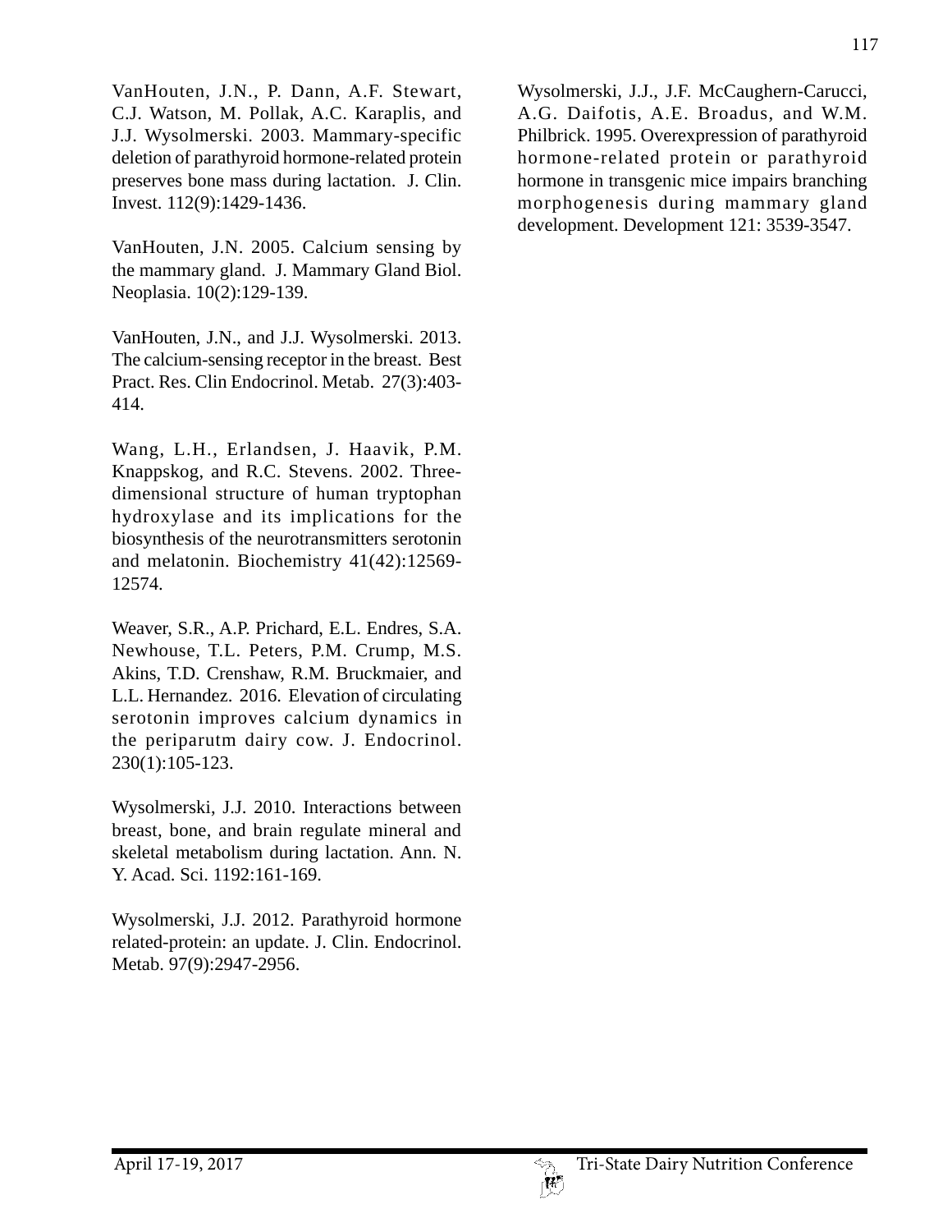VanHouten, J.N., P. Dann, A.F. Stewart, C.J. Watson, M. Pollak, A.C. Karaplis, and J.J. Wysolmerski. 2003. Mammary-specific deletion of parathyroid hormone-related protein preserves bone mass during lactation. J. Clin. Invest. 112(9):1429-1436.

VanHouten, J.N. 2005. Calcium sensing by the mammary gland. J. Mammary Gland Biol. Neoplasia. 10(2):129-139.

VanHouten, J.N., and J.J. Wysolmerski. 2013. The calcium-sensing receptor in the breast. Best Pract. Res. Clin Endocrinol. Metab. 27(3):403-414.

Wang, L.H., Erlandsen, J. Haavik, P.M. Knappskog, and R.C. Stevens. 2002. Three-dimensional structure of human tryptophan hydroxylase and its implications for the biosynthesis of the neurotransmitters serotonin and melatonin. Biochemistry 41(42):12569-12574.

Weaver, S.R., A.P. Prichard, E.L. Endres, S.A. Newhouse, T.L. Peters, P.M. Crump, M.S. Akins, T.D. Crenshaw, R.M. Bruckmaier, and L.L. Hernandez. 2016. Elevation of circulating serotonin improves calcium dynamics in the periparutm dairy cow. J. Endocrinol. 230(1):105-123.

Wysolmerski, J.J. 2010. Interactions between breast, bone, and brain regulate mineral and skeletal metabolism during lactation. Ann. N. Y. Acad. Sci. 1192:161-169.

Wysolmerski, J.J. 2012. Parathyroid hormone related-protein: an update. J. Clin. Endocrinol. Metab. 97(9):2947-2956.

Wysolmerski, J.J., J.F. McCaughern-Carucci, A.G. Daifotis, A.E. Broadus, and W.M. Philbrick. 1995. Overexpression of parathyroid hormone-related protein or parathyroid hormone in transgenic mice impairs branching morphogenesis during mammary gland development. Development 121: 3539-3547.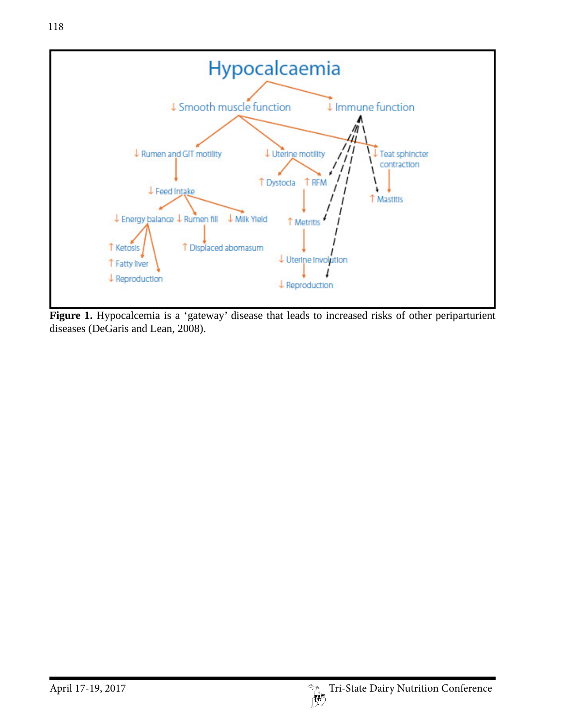**Figure 1.** Hypocalcemia is a 'gateway' disease that leads to increased risks of other periparturient diseases (DeGaris and Lean, 2008).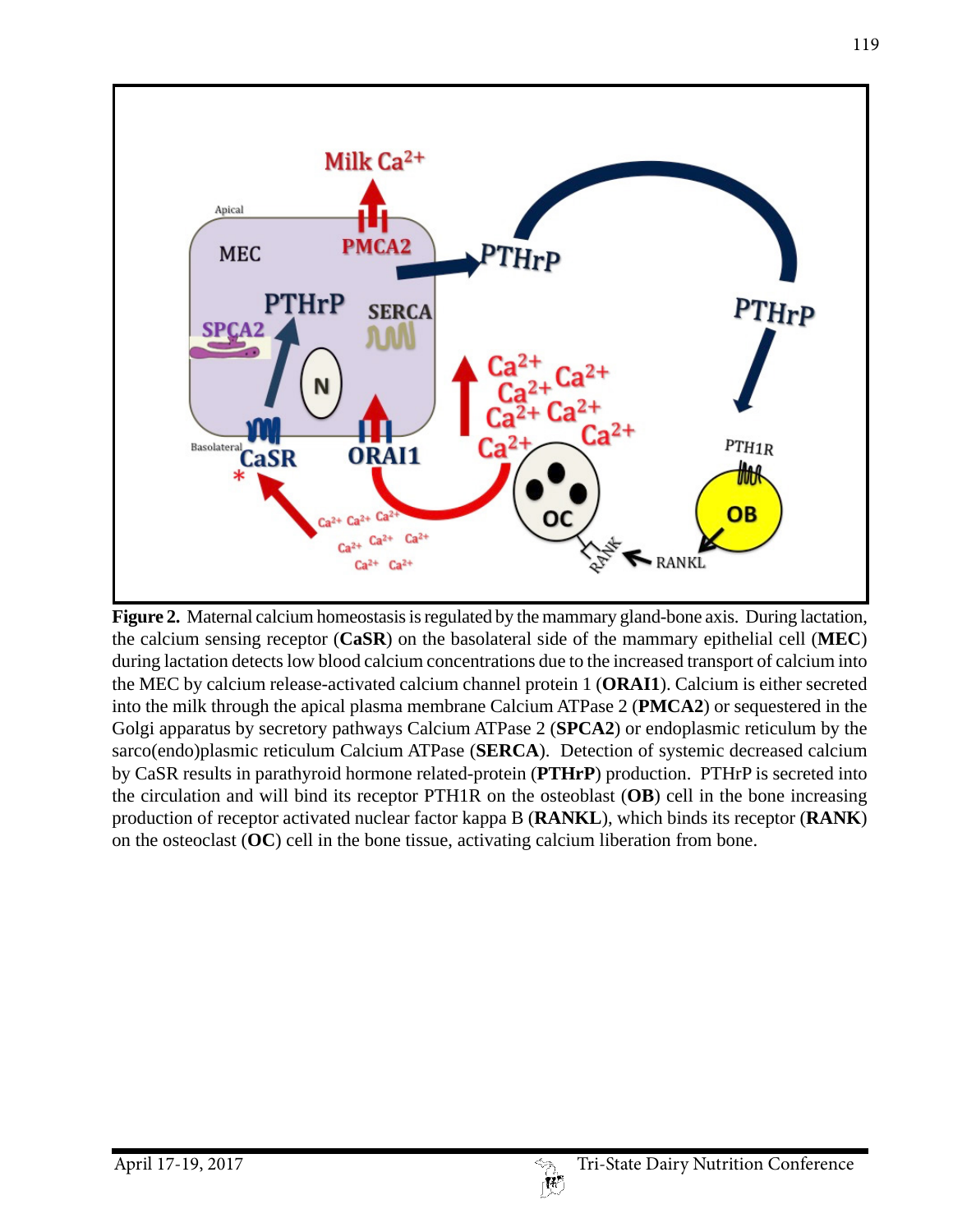Milk $Ca^{2+}$

Apical

MEC

PMCA2

PTHrP

SERCA

SPCA2

N

Basolateral

CaSR

ORAI1

*

$Ca^{2+}$ $Ca^{2+}$ $Ca^{2+}$

$Ca^{2+}$ $Ca^{2+}$ $Ca^{2+}$

$Ca^{2+}$ $Ca^{2+}$

$Ca^{2+}$ $Ca^{2+}$ $Ca^{2+}$ $Ca^{2+}$ $Ca^{2+}$ $Ca^{2+}$

PTHrP

PTHrP

PTH1R

OB

OC

RANK

RANKL

**Figure 2.** Maternal calcium homeostasis is regulated by the mammary gland-bone axis. During lactation, the calcium sensing receptor (**CaSR**) on the basolateral side of the mammary epithelial cell (**MEC**) during lactation detects low blood calcium concentrations due to the increased transport of calcium into the MEC by calcium release-activated calcium channel protein 1 (**ORAI1**). Calcium is either secreted into the milk through the apical plasma membrane Calcium ATPase 2 (**PMCA2**) or sequestered in the Golgi apparatus by secretory pathways Calcium ATPase 2 (**SPCA2**) or endoplasmic reticulum by the sarco(endo)plasmic reticulum Calcium ATPase (**SERCA**). Detection of systemic decreased calcium by CaSR results in parathyroid hormone related-protein (**PTHrP**) production. PTHrP is secreted into the circulation and will bind its receptor PTH1R on the osteoblast (**OB**) cell in the bone increasing production of receptor activated nuclear factor kappa B (**RANKL**), which binds its receptor (**RANK**) on the osteoclast (**OC**) cell in the bone tissue, activating calcium liberation from bone.